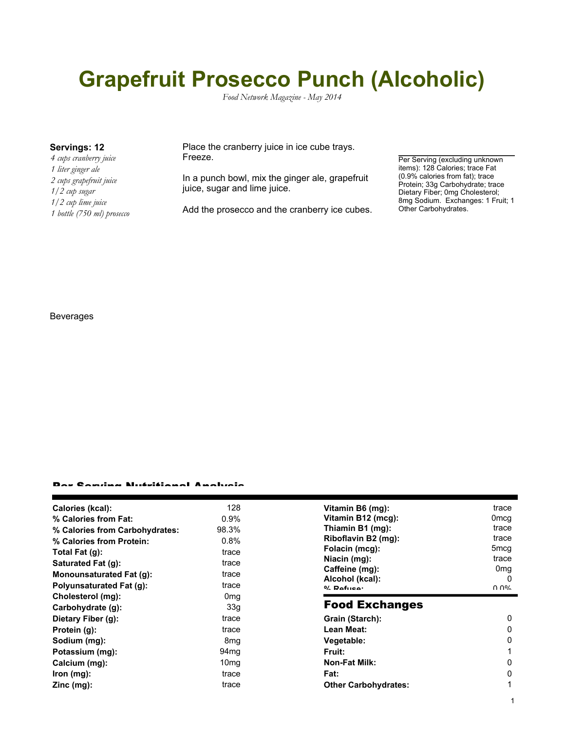# Grapefruit Prosecco Punch (Alcoholic)

*Food Network Magazine - May 2014*

**Servings: 12**

*4 cups cranberry juice*
*1 liter ginger ale*
*2 cups grapefruit juice*
*1/2 cup sugar*
*1/2 cup lime juice*
*1 bottle (750 ml) prosecco*

Place the cranberry juice in ice cube trays. Freeze.

In a punch bowl, mix the ginger ale, grapefruit juice, sugar and lime juice.

Add the prosecco and the cranberry ice cubes.

Per Serving (excluding unknown items): 128 Calories; trace Fat (0.9% calories from fat); trace Protein; 33g Carbohydrate; trace Dietary Fiber; 0mg Cholesterol; 8mg Sodium. Exchanges: 1 Fruit; 1 Other Carbohydrates.

Beverages

## Per Serving Nutritional Analysis

| | |
|---|---|
| **Calories (kcal):** | 128 |
| **% Calories from Fat:** | 0.9% |
| **% Calories from Carbohydrates:** | 98.3% |
| **% Calories from Protein:** | 0.8% |
| **Total Fat (g):** | trace |
| **Saturated Fat (g):** | trace |
| **Monounsaturated Fat (g):** | trace |
| **Polyunsaturated Fat (g):** | trace |
| **Cholesterol (mg):** | 0mg |
| **Carbohydrate (g):** | 33g |
| **Dietary Fiber (g):** | trace |
| **Protein (g):** | trace |
| **Sodium (mg):** | 8mg |
| **Potassium (mg):** | 94mg |
| **Calcium (mg):** | 10mg |
| **Iron (mg):** | trace |
| **Zinc (mg):** | trace |
| **Vitamin B6 (mg):** | trace |
| **Vitamin B12 (mcg):** | 0mcg |
| **Thiamin B1 (mg):** | trace |
| **Riboflavin B2 (mg):** | trace |
| **Folacin (mcg):** | 5mcg |
| **Niacin (mg):** | trace |
| **Caffeine (mg):** | 0mg |
| **Alcohol (kcal):** | 0 |
| **% Refuse:** | 0.0% |

## Food Exchanges

| | |
|---|---|
| **Grain (Starch):** | 0 |
| **Lean Meat:** | 0 |
| **Vegetable:** | 0 |
| **Fruit:** | 1 |
| **Non-Fat Milk:** | 0 |
| **Fat:** | 0 |
| **Other Carbohydrates:** | 1 |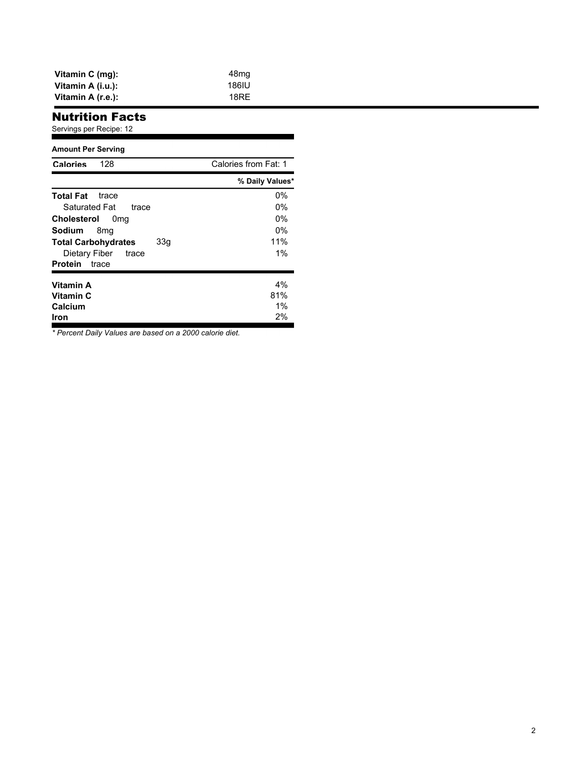| | |
|---|---|
| **Vitamin C (mg):** | 48mg |
| **Vitamin A (i.u.):** | 186IU |
| **Vitamin A (r.e.):** | 18RE |

## Nutrition Facts

Servings per Recipe: 12

**Amount Per Serving**

| | |
|---|---|
| **Calories** 128 | Calories from Fat: 1 |
| | **% Daily Values*** |
| **Total Fat** trace | 0% |
| Saturated Fat trace | 0% |
| **Cholesterol** 0mg | 0% |
| **Sodium** 8mg | 0% |
| **Total Carbohydrates** 33g | 11% |
| Dietary Fiber trace | 1% |
| **Protein** trace | |
| **Vitamin A** | 4% |
| **Vitamin C** | 81% |
| **Calcium** | 1% |
| **Iron** | 2% |

*\* Percent Daily Values are based on a 2000 calorie diet.*